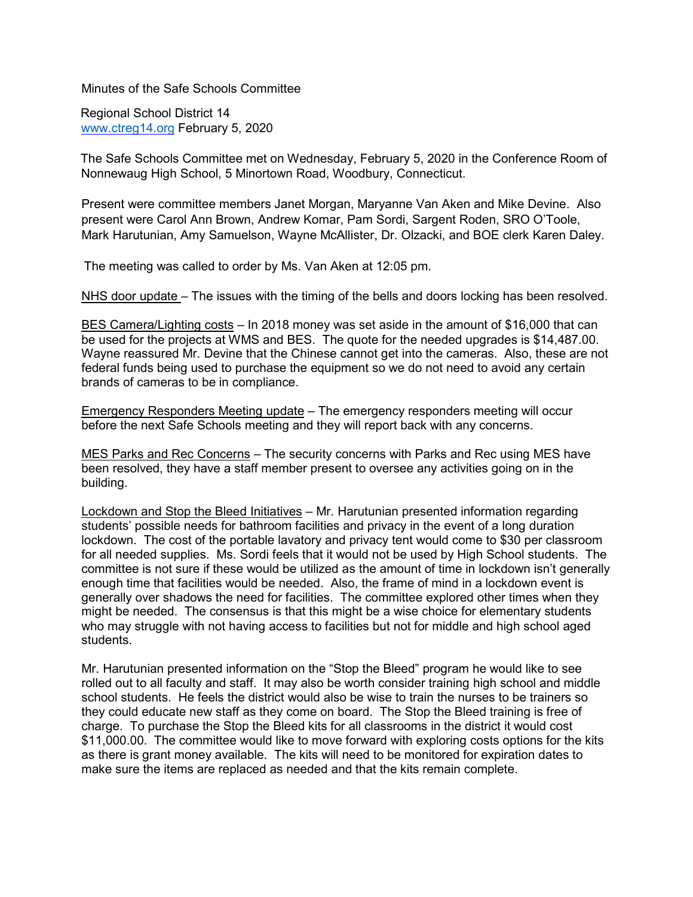Minutes of the Safe Schools Committee

Regional School District 14
[www.ctreg14.org](http://www.ctreg14.org) February 5, 2020

The Safe Schools Committee met on Wednesday, February 5, 2020 in the Conference Room of Nonnewaug High School, 5 Minortown Road, Woodbury, Connecticut.

Present were committee members Janet Morgan, Maryanne Van Aken and Mike Devine. Also present were Carol Ann Brown, Andrew Komar, Pam Sordi, Sargent Roden, SRO O'Toole, Mark Harutunian, Amy Samuelson, Wayne McAllister, Dr. Olzacki, and BOE clerk Karen Daley.

The meeting was called to order by Ms. Van Aken at 12:05 pm.

<u>NHS door update</u> – The issues with the timing of the bells and doors locking has been resolved.

<u>BES Camera/Lighting costs</u> – In 2018 money was set aside in the amount of $16,000 that can be used for the projects at WMS and BES. The quote for the needed upgrades is $14,487.00. Wayne reassured Mr. Devine that the Chinese cannot get into the cameras. Also, these are not federal funds being used to purchase the equipment so we do not need to avoid any certain brands of cameras to be in compliance.

<u>Emergency Responders Meeting update</u> – The emergency responders meeting will occur before the next Safe Schools meeting and they will report back with any concerns.

<u>MES Parks and Rec Concerns</u> – The security concerns with Parks and Rec using MES have been resolved, they have a staff member present to oversee any activities going on in the building.

<u>Lockdown and Stop the Bleed Initiatives</u> – Mr. Harutunian presented information regarding students' possible needs for bathroom facilities and privacy in the event of a long duration lockdown. The cost of the portable lavatory and privacy tent would come to $30 per classroom for all needed supplies. Ms. Sordi feels that it would not be used by High School students. The committee is not sure if these would be utilized as the amount of time in lockdown isn't generally enough time that facilities would be needed. Also, the frame of mind in a lockdown event is generally over shadows the need for facilities. The committee explored other times when they might be needed. The consensus is that this might be a wise choice for elementary students who may struggle with not having access to facilities but not for middle and high school aged students.

Mr. Harutunian presented information on the "Stop the Bleed" program he would like to see rolled out to all faculty and staff. It may also be worth consider training high school and middle school students. He feels the district would also be wise to train the nurses to be trainers so they could educate new staff as they come on board. The Stop the Bleed training is free of charge. To purchase the Stop the Bleed kits for all classrooms in the district it would cost $11,000.00. The committee would like to move forward with exploring costs options for the kits as there is grant money available. The kits will need to be monitored for expiration dates to make sure the items are replaced as needed and that the kits remain complete.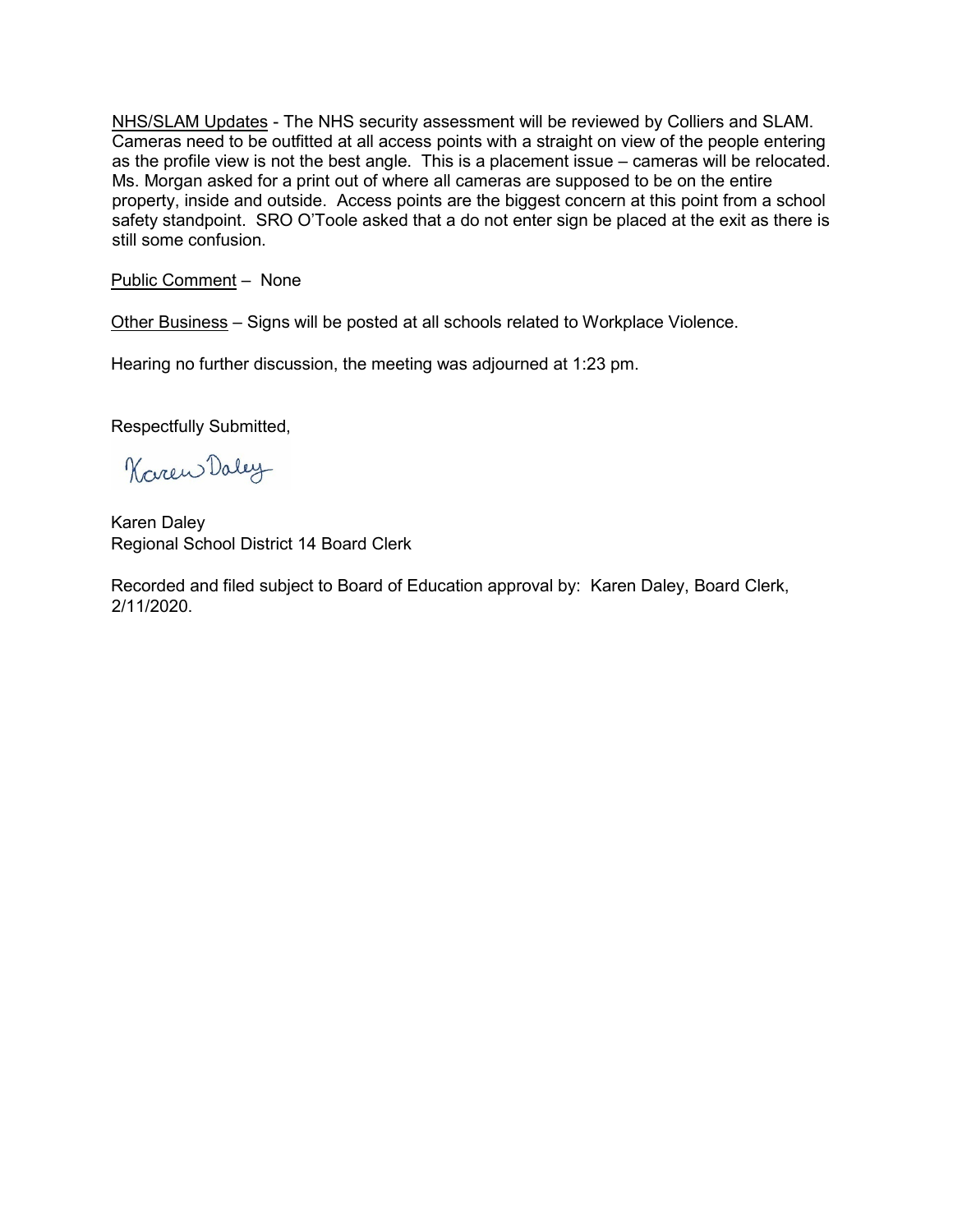NHS/SLAM Updates - The NHS security assessment will be reviewed by Colliers and SLAM. Cameras need to be outfitted at all access points with a straight on view of the people entering as the profile view is not the best angle. This is a placement issue – cameras will be relocated. Ms. Morgan asked for a print out of where all cameras are supposed to be on the entire property, inside and outside. Access points are the biggest concern at this point from a school safety standpoint. SRO O'Toole asked that a do not enter sign be placed at the exit as there is still some confusion.

Public Comment – None

Other Business – Signs will be posted at all schools related to Workplace Violence.

Hearing no further discussion, the meeting was adjourned at 1:23 pm.

Respectfully Submitted,

Karen Daley

Karen Daley
Regional School District 14 Board Clerk

Recorded and filed subject to Board of Education approval by: Karen Daley, Board Clerk, 2/11/2020.